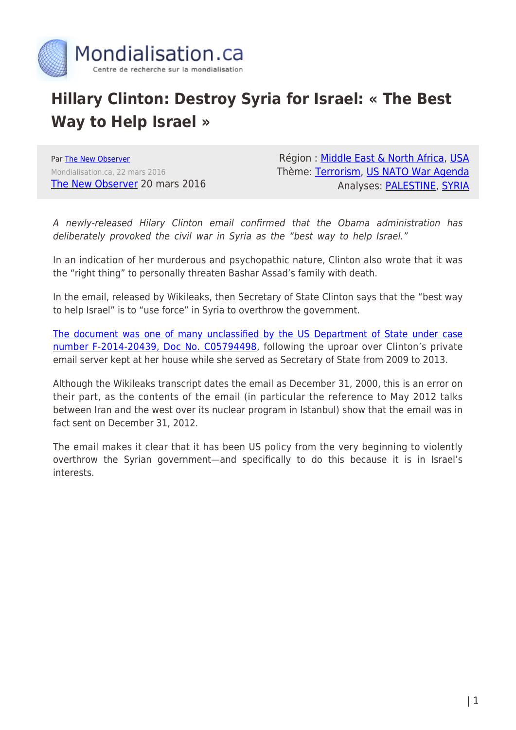Mondialisation.ca

Centre de recherche sur la mondialisation

# Hillary Clinton: Destroy Syria for Israel: « The Best Way to Help Israel »

Par The New Observer
Mondialisation.ca, 22 mars 2016
The New Observer 20 mars 2016

Région : Middle East & North Africa, USA
Thème: Terrorism, US NATO War Agenda
Analyses: PALESTINE, SYRIA

*A newly-released Hilary Clinton email confirmed that the Obama administration has deliberately provoked the civil war in Syria as the "best way to help Israel."*

In an indication of her murderous and psychopathic nature, Clinton also wrote that it was the "right thing" to personally threaten Bashar Assad's family with death.

In the email, released by Wikileaks, then Secretary of State Clinton says that the "best way to help Israel" is to "use force" in Syria to overthrow the government.

The document was one of many unclassified by the US Department of State under case number F-2014-20439, Doc No. C05794498, following the uproar over Clinton's private email server kept at her house while she served as Secretary of State from 2009 to 2013.

Although the Wikileaks transcript dates the email as December 31, 2000, this is an error on their part, as the contents of the email (in particular the reference to May 2012 talks between Iran and the west over its nuclear program in Istanbul) show that the email was in fact sent on December 31, 2012.

The email makes it clear that it has been US policy from the very beginning to violently overthrow the Syrian government—and specifically to do this because it is in Israel's interests.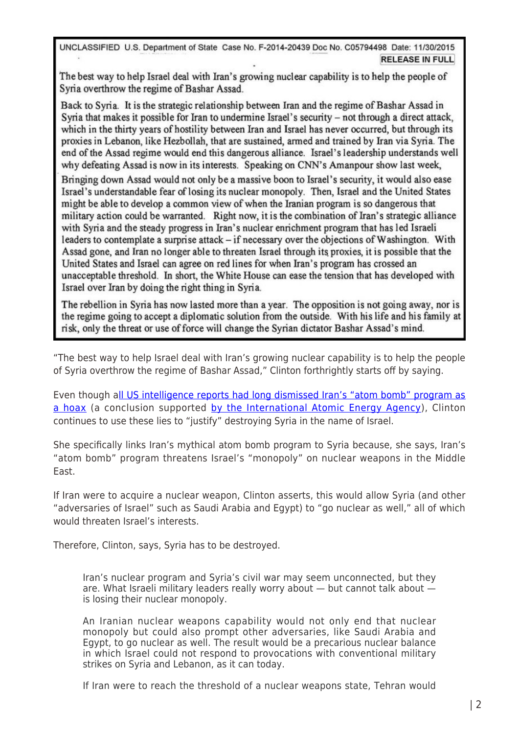UNCLASSIFIED U.S. Department of State Case No. F-2014-20439 Doc No. C05794498 Date: 11/30/2015

RELEASE IN FULL

The best way to help Israel deal with Iran's growing nuclear capability is to help the people of Syria overthrow the regime of Bashar Assad.

Back to Syria. It is the strategic relationship between Iran and the regime of Bashar Assad in Syria that makes it possible for Iran to undermine Israel's security – not through a direct attack, which in the thirty years of hostility between Iran and Israel has never occurred, but through its proxies in Lebanon, like Hezbollah, that are sustained, armed and trained by Iran via Syria. The end of the Assad regime would end this dangerous alliance. Israel's leadership understands well why defeating Assad is now in its interests. Speaking on CNN's Amanpour show last week,

Bringing down Assad would not only be a massive boon to Israel's security, it would also ease Israel's understandable fear of losing its nuclear monopoly. Then, Israel and the United States might be able to develop a common view of when the Iranian program is so dangerous that military action could be warranted. Right now, it is the combination of Iran's strategic alliance with Syria and the steady progress in Iran's nuclear enrichment program that has led Israeli leaders to contemplate a surprise attack – if necessary over the objections of Washington. With Assad gone, and Iran no longer able to threaten Israel through its proxies, it is possible that the United States and Israel can agree on red lines for when Iran's program has crossed an unacceptable threshold. In short, the White House can ease the tension that has developed with Israel over Iran by doing the right thing in Syria.

The rebellion in Syria has now lasted more than a year. The opposition is not going away, nor is the regime going to accept a diplomatic solution from the outside. With his life and his family at risk, only the threat or use of force will change the Syrian dictator Bashar Assad's mind.

"The best way to help Israel deal with Iran's growing nuclear capability is to help the people of Syria overthrow the regime of Bashar Assad," Clinton forthrightly starts off by saying.

Even though all US intelligence reports had long dismissed Iran's "atom bomb" program as a hoax (a conclusion supported by the International Atomic Energy Agency), Clinton continues to use these lies to "justify" destroying Syria in the name of Israel.

She specifically links Iran's mythical atom bomb program to Syria because, she says, Iran's "atom bomb" program threatens Israel's "monopoly" on nuclear weapons in the Middle East.

If Iran were to acquire a nuclear weapon, Clinton asserts, this would allow Syria (and other "adversaries of Israel" such as Saudi Arabia and Egypt) to "go nuclear as well," all of which would threaten Israel's interests.

Therefore, Clinton, says, Syria has to be destroyed.

> Iran's nuclear program and Syria's civil war may seem unconnected, but they are. What Israeli military leaders really worry about — but cannot talk about — is losing their nuclear monopoly.
>
> An Iranian nuclear weapons capability would not only end that nuclear monopoly but could also prompt other adversaries, like Saudi Arabia and Egypt, to go nuclear as well. The result would be a precarious nuclear balance in which Israel could not respond to provocations with conventional military strikes on Syria and Lebanon, as it can today.
>
> If Iran were to reach the threshold of a nuclear weapons state, Tehran would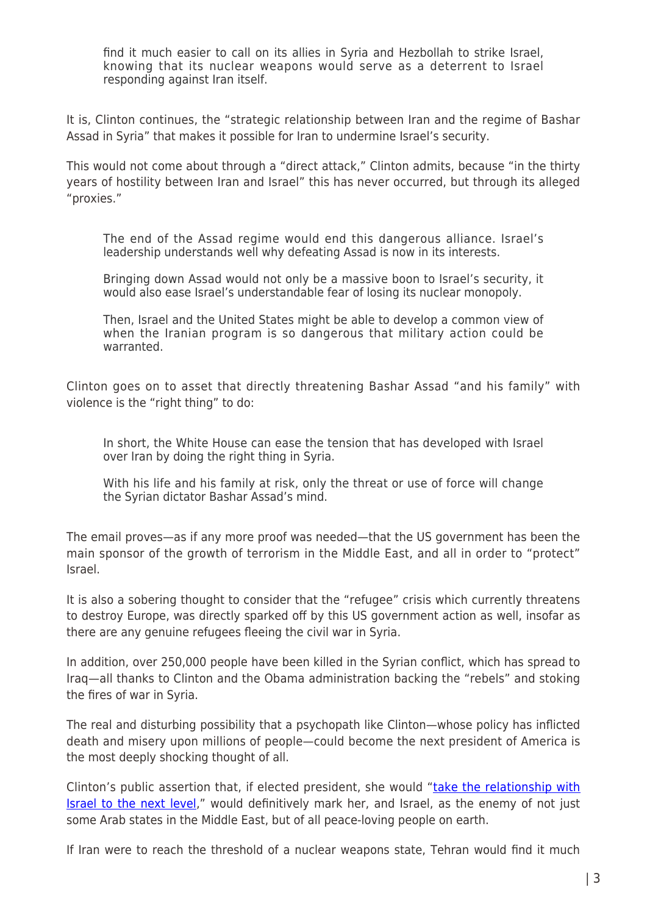> find it much easier to call on its allies in Syria and Hezbollah to strike Israel, knowing that its nuclear weapons would serve as a deterrent to Israel responding against Iran itself.

It is, Clinton continues, the "strategic relationship between Iran and the regime of Bashar Assad in Syria" that makes it possible for Iran to undermine Israel's security.

This would not come about through a "direct attack," Clinton admits, because "in the thirty years of hostility between Iran and Israel" this has never occurred, but through its alleged "proxies."

> The end of the Assad regime would end this dangerous alliance. Israel's leadership understands well why defeating Assad is now in its interests.
>
> Bringing down Assad would not only be a massive boon to Israel's security, it would also ease Israel's understandable fear of losing its nuclear monopoly.
>
> Then, Israel and the United States might be able to develop a common view of when the Iranian program is so dangerous that military action could be warranted.

Clinton goes on to asset that directly threatening Bashar Assad "and his family" with violence is the "right thing" to do:

> In short, the White House can ease the tension that has developed with Israel over Iran by doing the right thing in Syria.
>
> With his life and his family at risk, only the threat or use of force will change the Syrian dictator Bashar Assad's mind.

The email proves—as if any more proof was needed—that the US government has been the main sponsor of the growth of terrorism in the Middle East, and all in order to "protect" Israel.

It is also a sobering thought to consider that the "refugee" crisis which currently threatens to destroy Europe, was directly sparked off by this US government action as well, insofar as there are any genuine refugees fleeing the civil war in Syria.

In addition, over 250,000 people have been killed in the Syrian conflict, which has spread to Iraq—all thanks to Clinton and the Obama administration backing the "rebels" and stoking the fires of war in Syria.

The real and disturbing possibility that a psychopath like Clinton—whose policy has inflicted death and misery upon millions of people—could become the next president of America is the most deeply shocking thought of all.

Clinton's public assertion that, if elected president, she would "take the relationship with Israel to the next level," would definitively mark her, and Israel, as the enemy of not just some Arab states in the Middle East, but of all peace-loving people on earth.

If Iran were to reach the threshold of a nuclear weapons state, Tehran would find it much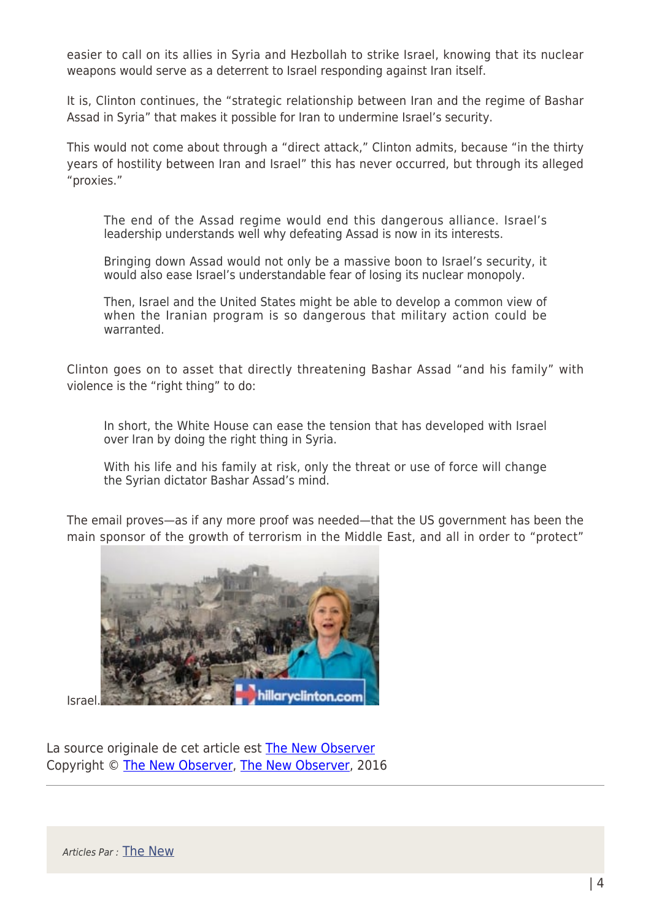easier to call on its allies in Syria and Hezbollah to strike Israel, knowing that its nuclear weapons would serve as a deterrent to Israel responding against Iran itself.

It is, Clinton continues, the "strategic relationship between Iran and the regime of Bashar Assad in Syria" that makes it possible for Iran to undermine Israel's security.

This would not come about through a "direct attack," Clinton admits, because "in the thirty years of hostility between Iran and Israel" this has never occurred, but through its alleged "proxies."

> The end of the Assad regime would end this dangerous alliance. Israel's leadership understands well why defeating Assad is now in its interests.
>
> Bringing down Assad would not only be a massive boon to Israel's security, it would also ease Israel's understandable fear of losing its nuclear monopoly.
>
> Then, Israel and the United States might be able to develop a common view of when the Iranian program is so dangerous that military action could be warranted.

Clinton goes on to asset that directly threatening Bashar Assad "and his family" with violence is the "right thing" to do:

> In short, the White House can ease the tension that has developed with Israel over Iran by doing the right thing in Syria.
>
> With his life and his family at risk, only the threat or use of force will change the Syrian dictator Bashar Assad's mind.

The email proves—as if any more proof was needed—that the US government has been the main sponsor of the growth of terrorism in the Middle East, and all in order to "protect" Israel.

La source originale de cet article est [The New Observer](#)
Copyright © [The New Observer](#), [The New Observer](#), 2016

*Articles Par :* [The New](#)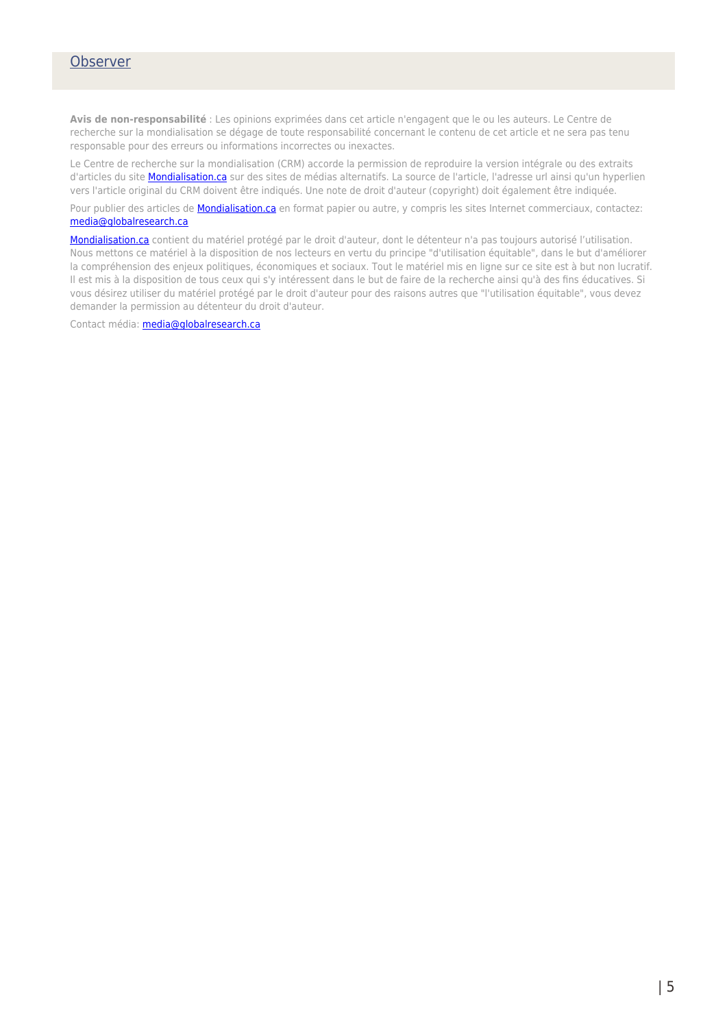[Observer]

**Avis de non-responsabilité** : Les opinions exprimées dans cet article n'engagent que le ou les auteurs. Le Centre de recherche sur la mondialisation se dégage de toute responsabilité concernant le contenu de cet article et ne sera pas tenu responsable pour des erreurs ou informations incorrectes ou inexactes.

Le Centre de recherche sur la mondialisation (CRM) accorde la permission de reproduire la version intégrale ou des extraits d'articles du site Mondialisation.ca sur des sites de médias alternatifs. La source de l'article, l'adresse url ainsi qu'un hyperlien vers l'article original du CRM doivent être indiqués. Une note de droit d'auteur (copyright) doit également être indiquée.

Pour publier des articles de Mondialisation.ca en format papier ou autre, y compris les sites Internet commerciaux, contactez: media@globalresearch.ca

Mondialisation.ca contient du matériel protégé par le droit d'auteur, dont le détenteur n'a pas toujours autorisé l'utilisation. Nous mettons ce matériel à la disposition de nos lecteurs en vertu du principe "d'utilisation équitable", dans le but d'améliorer la compréhension des enjeux politiques, économiques et sociaux. Tout le matériel mis en ligne sur ce site est à but non lucratif. Il est mis à la disposition de tous ceux qui s'y intéressent dans le but de faire de la recherche ainsi qu'à des fins éducatives. Si vous désirez utiliser du matériel protégé par le droit d'auteur pour des raisons autres que "l'utilisation équitable", vous devez demander la permission au détenteur du droit d'auteur.

Contact média: media@globalresearch.ca